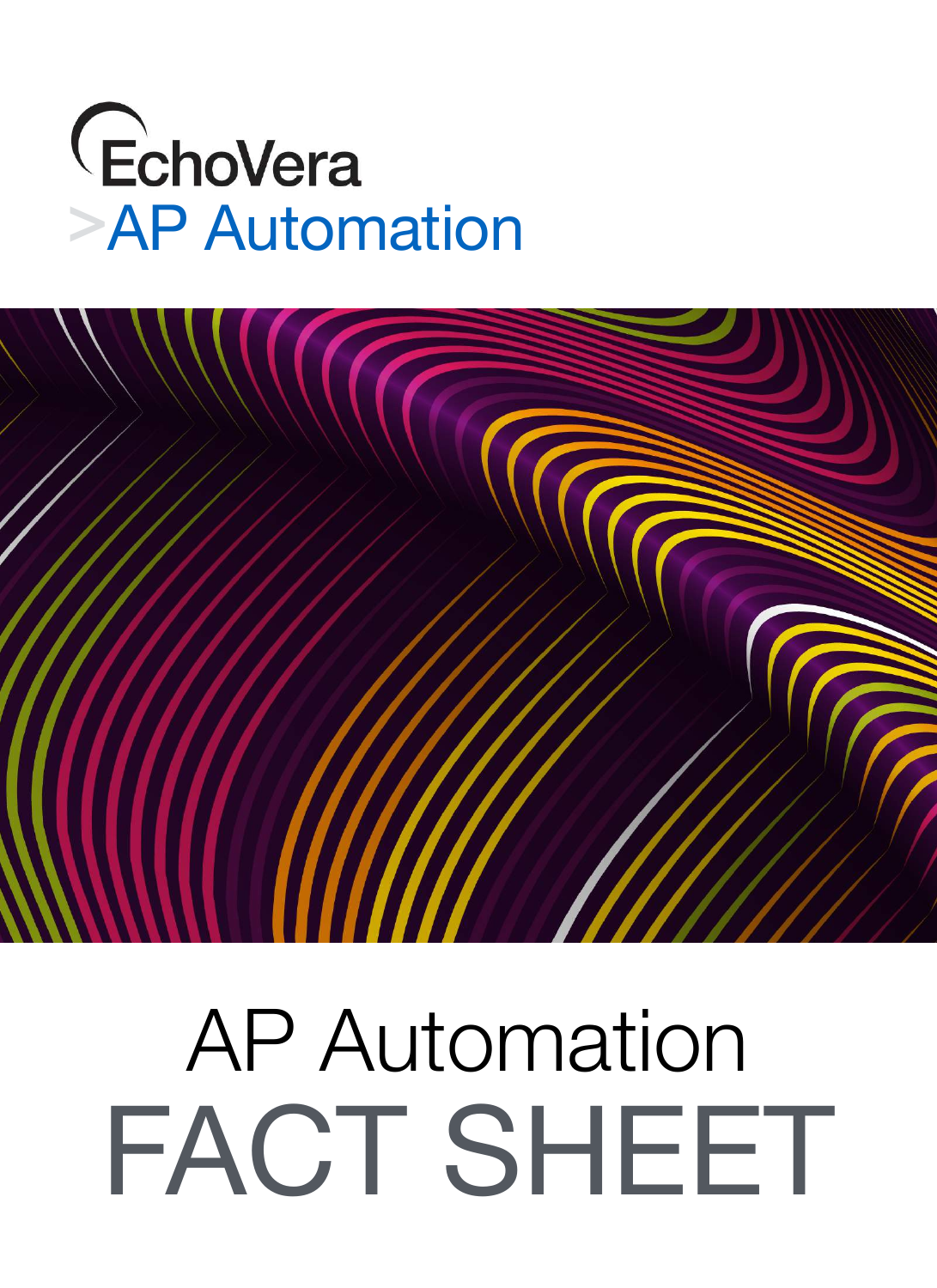EchoVera

>AP Automation

# AP Automation
# FACT SHEET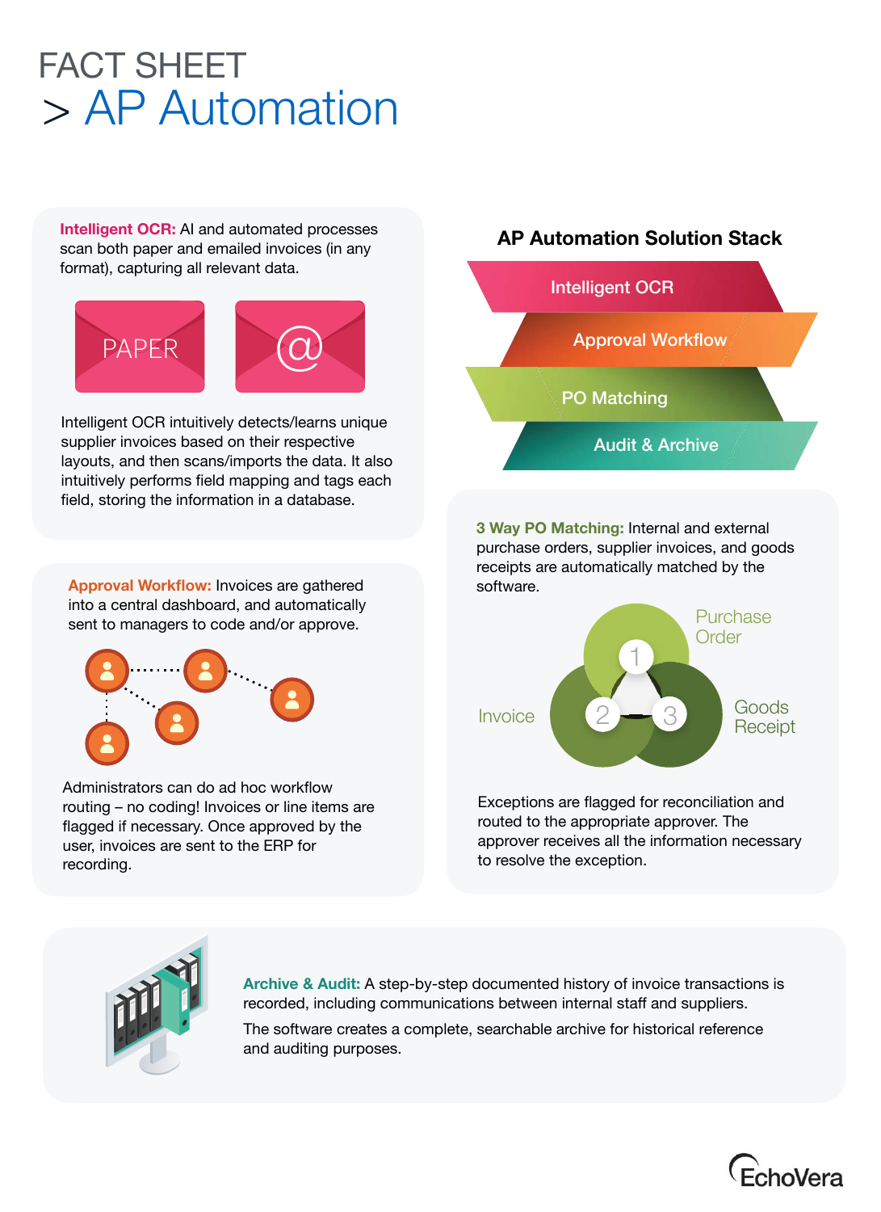# FACT SHEET

# > AP Automation

**Intelligent OCR:** AI and automated processes scan both paper and emailed invoices (in any format), capturing all relevant data.

PAPER

@

Intelligent OCR intuitively detects/learns unique supplier invoices based on their respective layouts, and then scans/imports the data. It also intuitively performs field mapping and tags each field, storing the information in a database.

**Approval Workflow:** Invoices are gathered into a central dashboard, and automatically sent to managers to code and/or approve.

Administrators can do ad hoc workflow routing – no coding! Invoices or line items are flagged if necessary. Once approved by the user, invoices are sent to the ERP for recording.

## AP Automation Solution Stack

- Intelligent OCR
- Approval Workflow
- PO Matching
- Audit & Archive

**3 Way PO Matching:** Internal and external purchase orders, supplier invoices, and goods receipts are automatically matched by the software.

1 Purchase Order

2 Invoice

3 Goods Receipt

Exceptions are flagged for reconciliation and routed to the appropriate approver. The approver receives all the information necessary to resolve the exception.

**Archive & Audit:** A step-by-step documented history of invoice transactions is recorded, including communications between internal staff and suppliers.

The software creates a complete, searchable archive for historical reference and auditing purposes.

EchoVera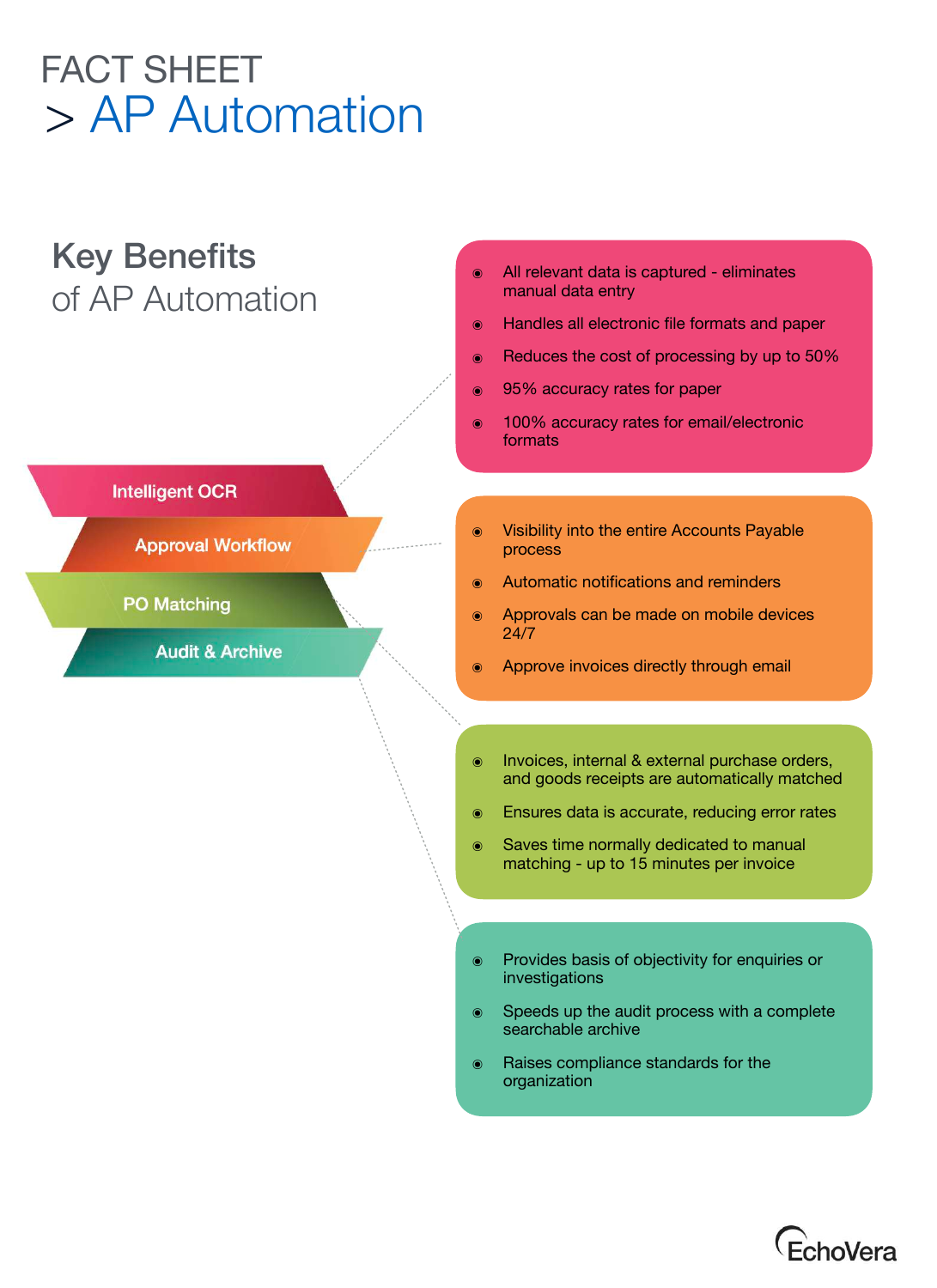# FACT SHEET
# > AP Automation

## Key Benefits of AP Automation

### Intelligent OCR

- All relevant data is captured - eliminates manual data entry
- Handles all electronic file formats and paper
- Reduces the cost of processing by up to 50%
- 95% accuracy rates for paper
- 100% accuracy rates for email/electronic formats

### Approval Workflow

- Visibility into the entire Accounts Payable process
- Automatic notifications and reminders
- Approvals can be made on mobile devices 24/7
- Approve invoices directly through email

### PO Matching

- Invoices, internal & external purchase orders, and goods receipts are automatically matched
- Ensures data is accurate, reducing error rates
- Saves time normally dedicated to manual matching - up to 15 minutes per invoice

### Audit & Archive

- Provides basis of objectivity for enquiries or investigations
- Speeds up the audit process with a complete searchable archive
- Raises compliance standards for the organization

EchoVera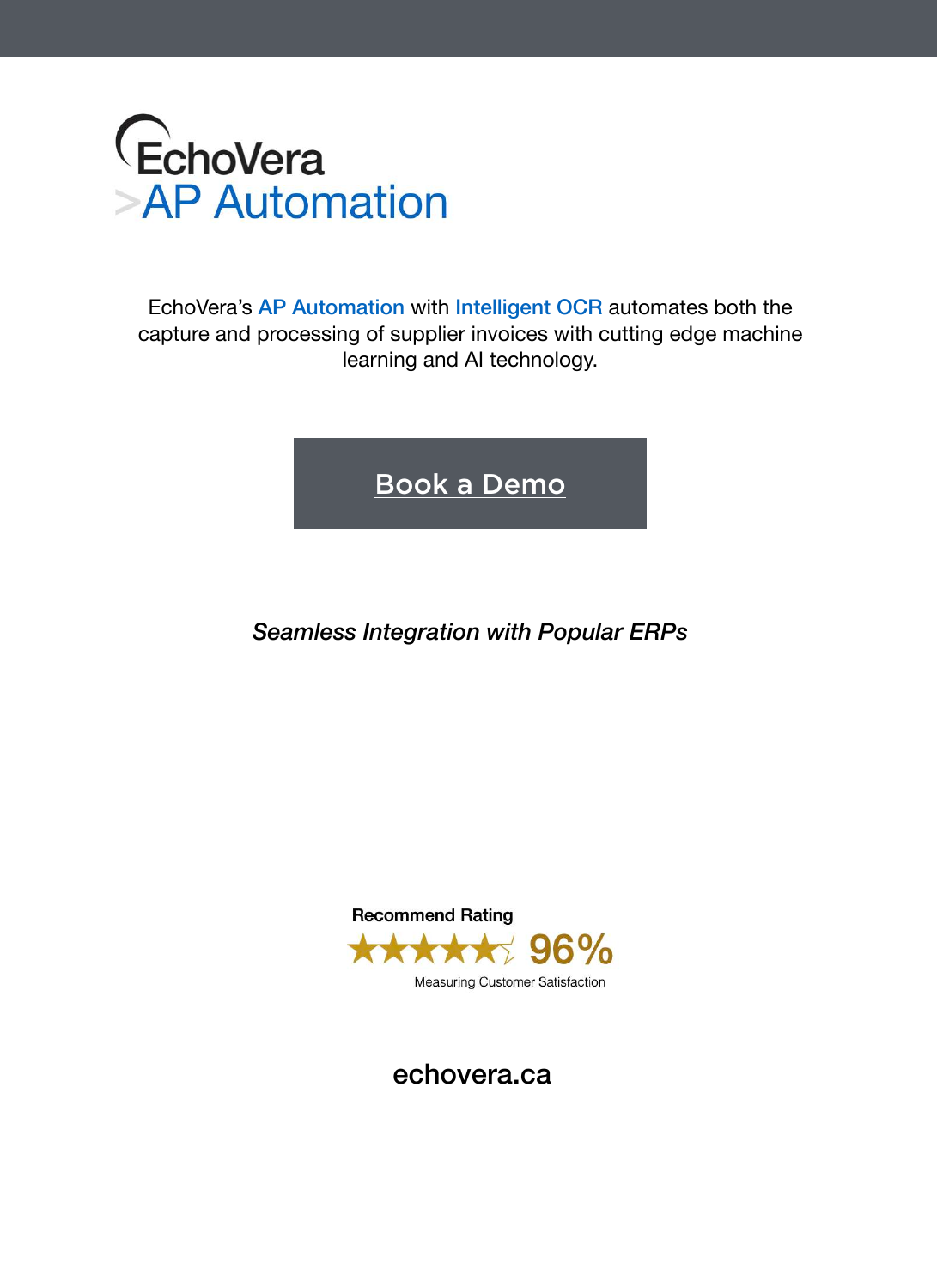# EchoVera
## >AP Automation

EchoVera's AP Automation with Intelligent OCR automates both the capture and processing of supplier invoices with cutting edge machine learning and AI technology.

Book a Demo

*Seamless Integration with Popular ERPs*

Recommend Rating

★★★★★ 96%

Measuring Customer Satisfaction

echovera.ca